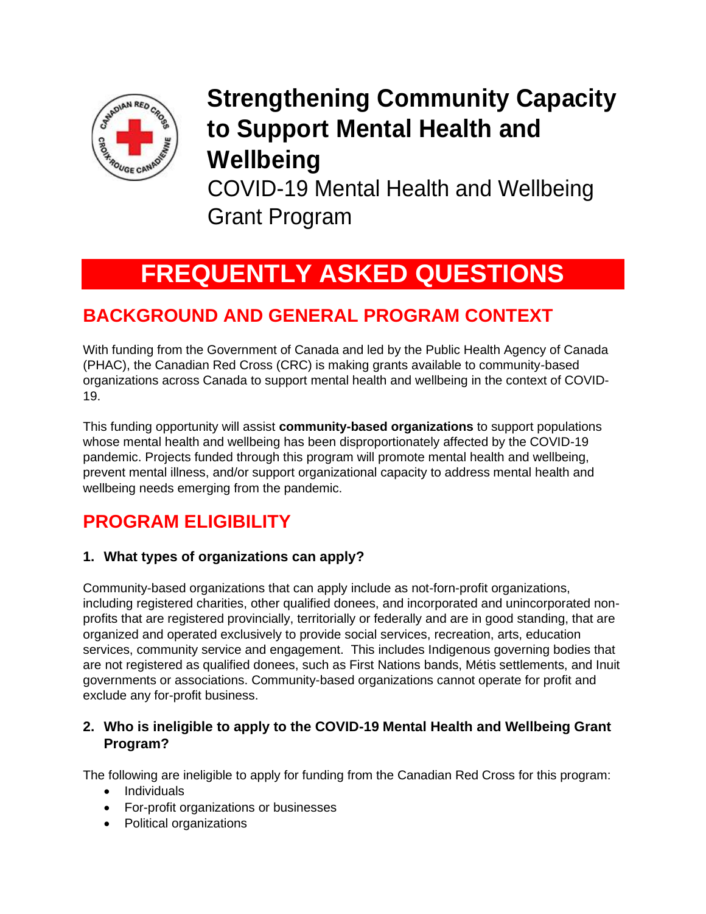# Strengthening Community Capacity to Support Mental Health and Wellbeing

COVID-19 Mental Health and Wellbeing Grant Program

# FREQUENTLY ASKED QUESTIONS

## BACKGROUND AND GENERAL PROGRAM CONTEXT

With funding from the Government of Canada and led by the Public Health Agency of Canada (PHAC), the Canadian Red Cross (CRC) is making grants available to community-based organizations across Canada to support mental health and wellbeing in the context of COVID-19.

This funding opportunity will assist **community-based organizations** to support populations whose mental health and wellbeing has been disproportionately affected by the COVID-19 pandemic. Projects funded through this program will promote mental health and wellbeing, prevent mental illness, and/or support organizational capacity to address mental health and wellbeing needs emerging from the pandemic.

## PROGRAM ELIGIBILITY

### 1. What types of organizations can apply?

Community-based organizations that can apply include as not-forn-profit organizations, including registered charities, other qualified donees, and incorporated and unincorporated non-profits that are registered provincially, territorially or federally and are in good standing, that are organized and operated exclusively to provide social services, recreation, arts, education services, community service and engagement. This includes Indigenous governing bodies that are not registered as qualified donees, such as First Nations bands, Métis settlements, and Inuit governments or associations. Community-based organizations cannot operate for profit and exclude any for-profit business.

### 2. Who is ineligible to apply to the COVID-19 Mental Health and Wellbeing Grant Program?

The following are ineligible to apply for funding from the Canadian Red Cross for this program:

- Individuals
- For-profit organizations or businesses
- Political organizations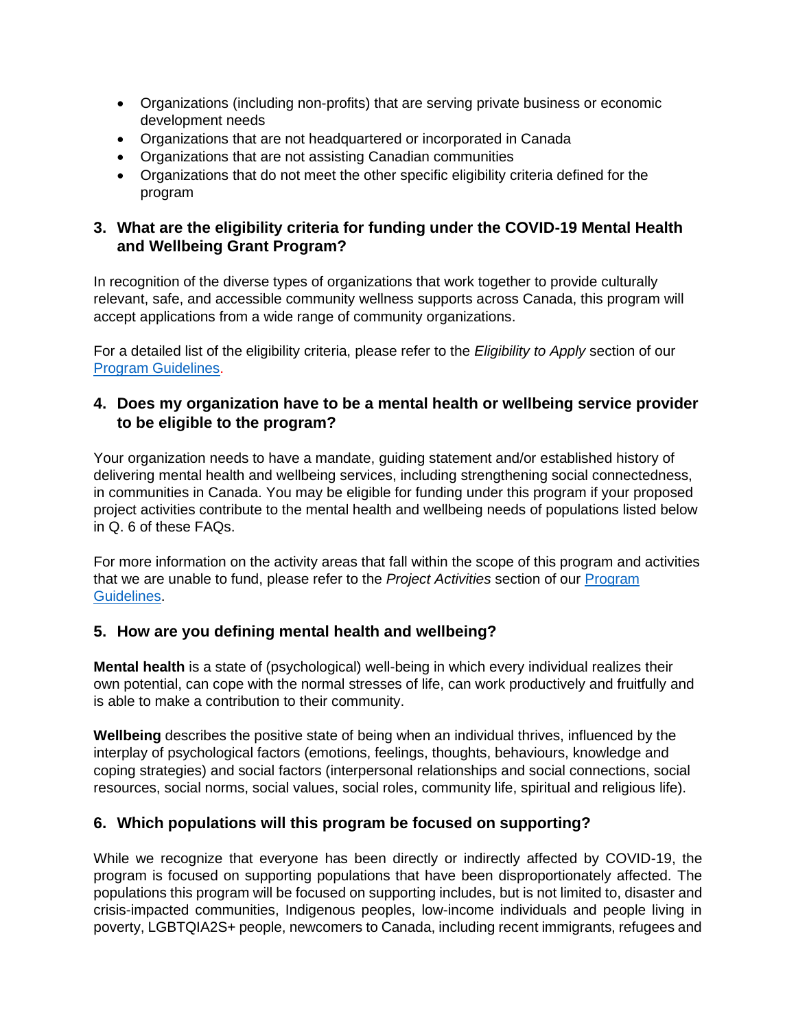- Organizations (including non-profits) that are serving private business or economic development needs
- Organizations that are not headquartered or incorporated in Canada
- Organizations that are not assisting Canadian communities
- Organizations that do not meet the other specific eligibility criteria defined for the program

### 3. What are the eligibility criteria for funding under the COVID-19 Mental Health and Wellbeing Grant Program?

In recognition of the diverse types of organizations that work together to provide culturally relevant, safe, and accessible community wellness supports across Canada, this program will accept applications from a wide range of community organizations.

For a detailed list of the eligibility criteria, please refer to the *Eligibility to Apply* section of our [Program Guidelines](Program Guidelines).

### 4. Does my organization have to be a mental health or wellbeing service provider to be eligible to the program?

Your organization needs to have a mandate, guiding statement and/or established history of delivering mental health and wellbeing services, including strengthening social connectedness, in communities in Canada. You may be eligible for funding under this program if your proposed project activities contribute to the mental health and wellbeing needs of populations listed below in Q. 6 of these FAQs.

For more information on the activity areas that fall within the scope of this program and activities that we are unable to fund, please refer to the *Project Activities* section of our [Program Guidelines](Program Guidelines).

### 5. How are you defining mental health and wellbeing?

**Mental health** is a state of (psychological) well-being in which every individual realizes their own potential, can cope with the normal stresses of life, can work productively and fruitfully and is able to make a contribution to their community.

**Wellbeing** describes the positive state of being when an individual thrives, influenced by the interplay of psychological factors (emotions, feelings, thoughts, behaviours, knowledge and coping strategies) and social factors (interpersonal relationships and social connections, social resources, social norms, social values, social roles, community life, spiritual and religious life).

### 6. Which populations will this program be focused on supporting?

While we recognize that everyone has been directly or indirectly affected by COVID-19, the program is focused on supporting populations that have been disproportionately affected. The populations this program will be focused on supporting includes, but is not limited to, disaster and crisis-impacted communities, Indigenous peoples, low-income individuals and people living in poverty, LGBTQIA2S+ people, newcomers to Canada, including recent immigrants, refugees and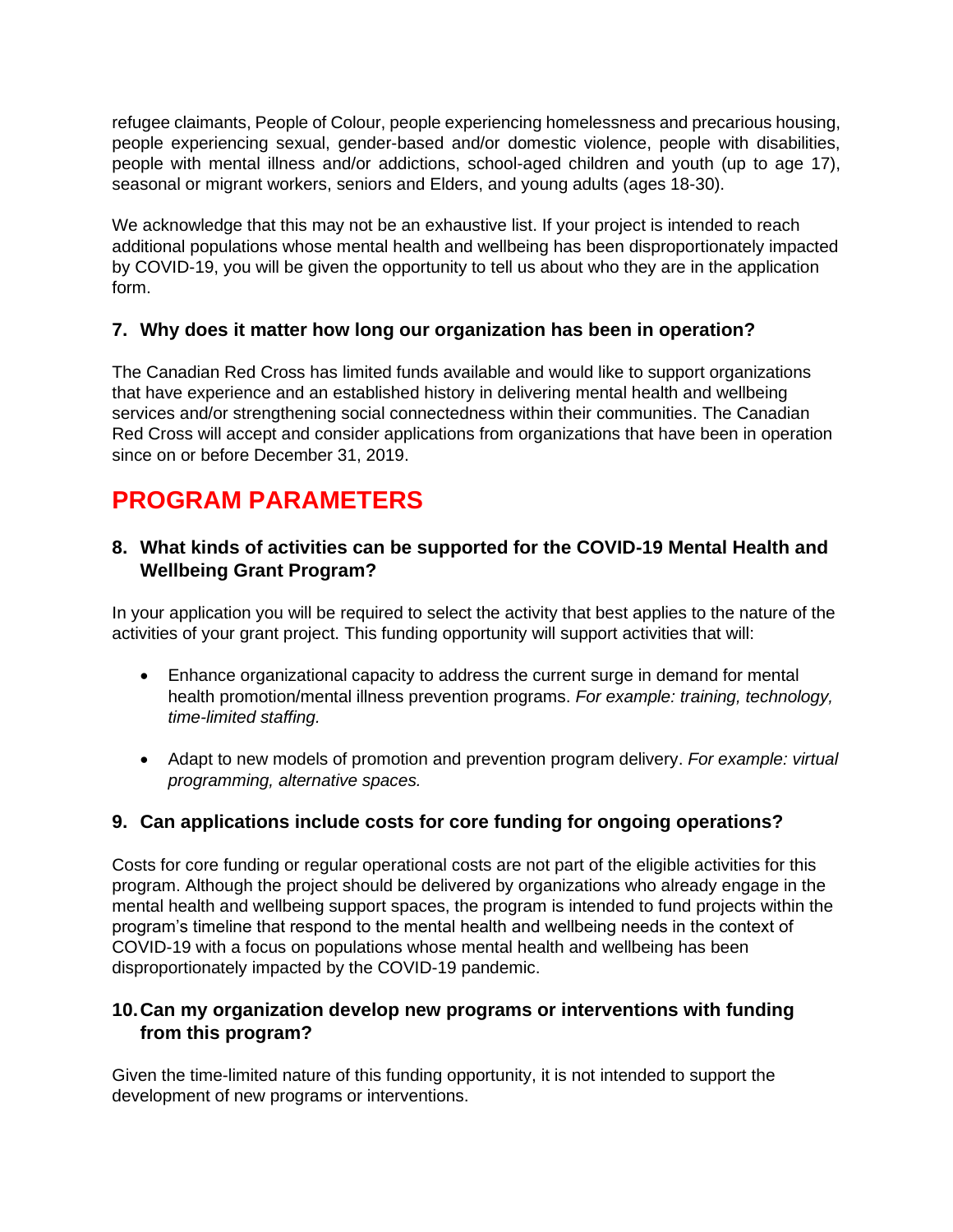refugee claimants, People of Colour, people experiencing homelessness and precarious housing, people experiencing sexual, gender-based and/or domestic violence, people with disabilities, people with mental illness and/or addictions, school-aged children and youth (up to age 17), seasonal or migrant workers, seniors and Elders, and young adults (ages 18-30).

We acknowledge that this may not be an exhaustive list. If your project is intended to reach additional populations whose mental health and wellbeing has been disproportionately impacted by COVID-19, you will be given the opportunity to tell us about who they are in the application form.

### 7. Why does it matter how long our organization has been in operation?

The Canadian Red Cross has limited funds available and would like to support organizations that have experience and an established history in delivering mental health and wellbeing services and/or strengthening social connectedness within their communities. The Canadian Red Cross will accept and consider applications from organizations that have been in operation since on or before December 31, 2019.

## PROGRAM PARAMETERS

### 8. What kinds of activities can be supported for the COVID-19 Mental Health and Wellbeing Grant Program?

In your application you will be required to select the activity that best applies to the nature of the activities of your grant project. This funding opportunity will support activities that will:

- Enhance organizational capacity to address the current surge in demand for mental health promotion/mental illness prevention programs. *For example: training, technology, time-limited staffing.*

- Adapt to new models of promotion and prevention program delivery. *For example: virtual programming, alternative spaces.*

### 9. Can applications include costs for core funding for ongoing operations?

Costs for core funding or regular operational costs are not part of the eligible activities for this program. Although the project should be delivered by organizations who already engage in the mental health and wellbeing support spaces, the program is intended to fund projects within the program's timeline that respond to the mental health and wellbeing needs in the context of COVID-19 with a focus on populations whose mental health and wellbeing has been disproportionately impacted by the COVID-19 pandemic.

### 10. Can my organization develop new programs or interventions with funding from this program?

Given the time-limited nature of this funding opportunity, it is not intended to support the development of new programs or interventions.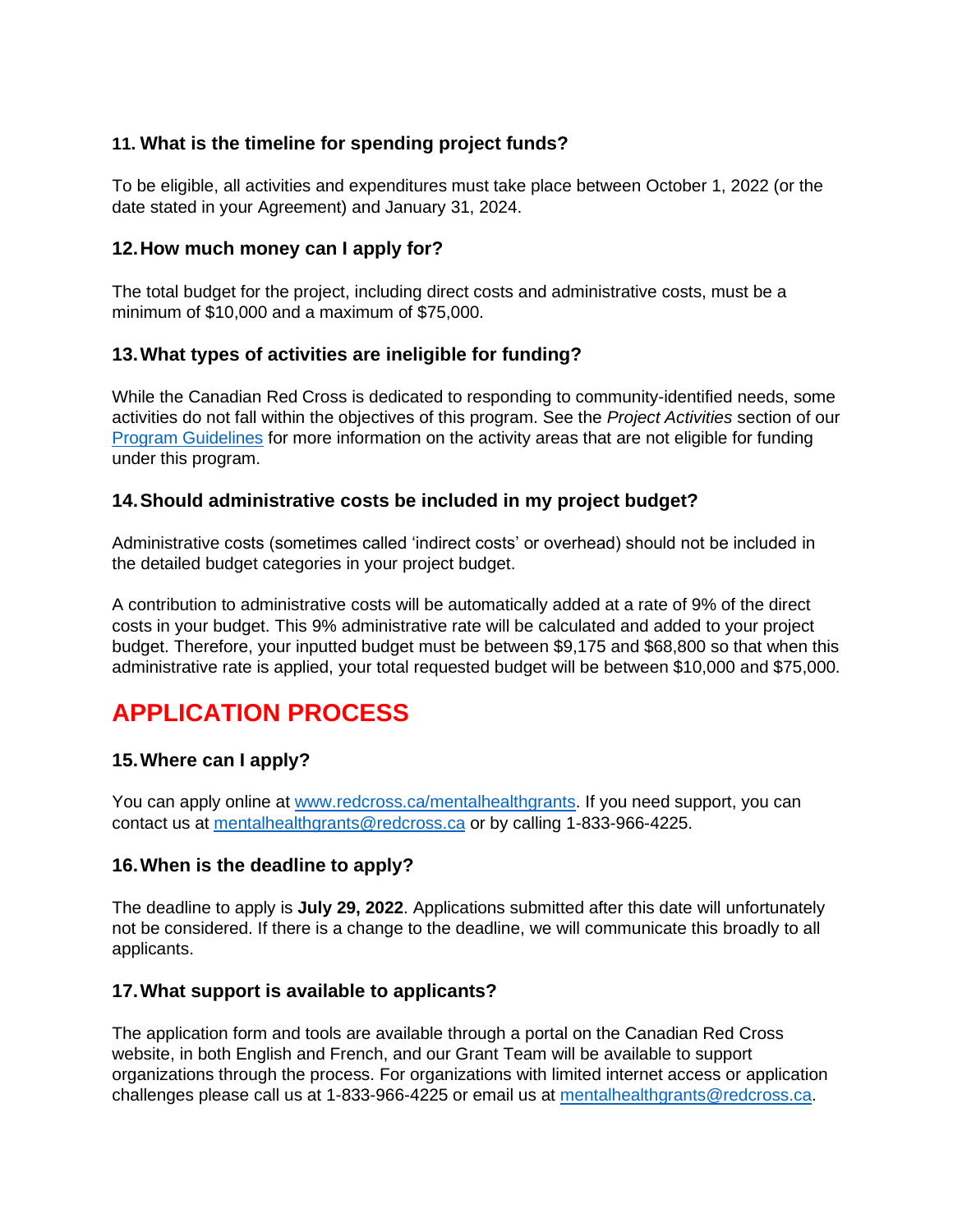### 11. What is the timeline for spending project funds?

To be eligible, all activities and expenditures must take place between October 1, 2022 (or the date stated in your Agreement) and January 31, 2024.

### 12. How much money can I apply for?

The total budget for the project, including direct costs and administrative costs, must be a minimum of $10,000 and a maximum of $75,000.

### 13. What types of activities are ineligible for funding?

While the Canadian Red Cross is dedicated to responding to community-identified needs, some activities do not fall within the objectives of this program. See the *Project Activities* section of our [Program Guidelines]() for more information on the activity areas that are not eligible for funding under this program.

### 14. Should administrative costs be included in my project budget?

Administrative costs (sometimes called 'indirect costs' or overhead) should not be included in the detailed budget categories in your project budget.

A contribution to administrative costs will be automatically added at a rate of 9% of the direct costs in your budget. This 9% administrative rate will be calculated and added to your project budget. Therefore, your inputted budget must be between $9,175 and $68,800 so that when this administrative rate is applied, your total requested budget will be between $10,000 and $75,000.

## APPLICATION PROCESS

### 15. Where can I apply?

You can apply online at [www.redcross.ca/mentalhealthgrants](www.redcross.ca/mentalhealthgrants). If you need support, you can contact us at [mentalhealthgrants@redcross.ca](mailto:mentalhealthgrants@redcross.ca) or by calling 1-833-966-4225.

### 16. When is the deadline to apply?

The deadline to apply is **July 29, 2022**. Applications submitted after this date will unfortunately not be considered. If there is a change to the deadline, we will communicate this broadly to all applicants.

### 17. What support is available to applicants?

The application form and tools are available through a portal on the Canadian Red Cross website, in both English and French, and our Grant Team will be available to support organizations through the process. For organizations with limited internet access or application challenges please call us at 1-833-966-4225 or email us at [mentalhealthgrants@redcross.ca](mailto:mentalhealthgrants@redcross.ca).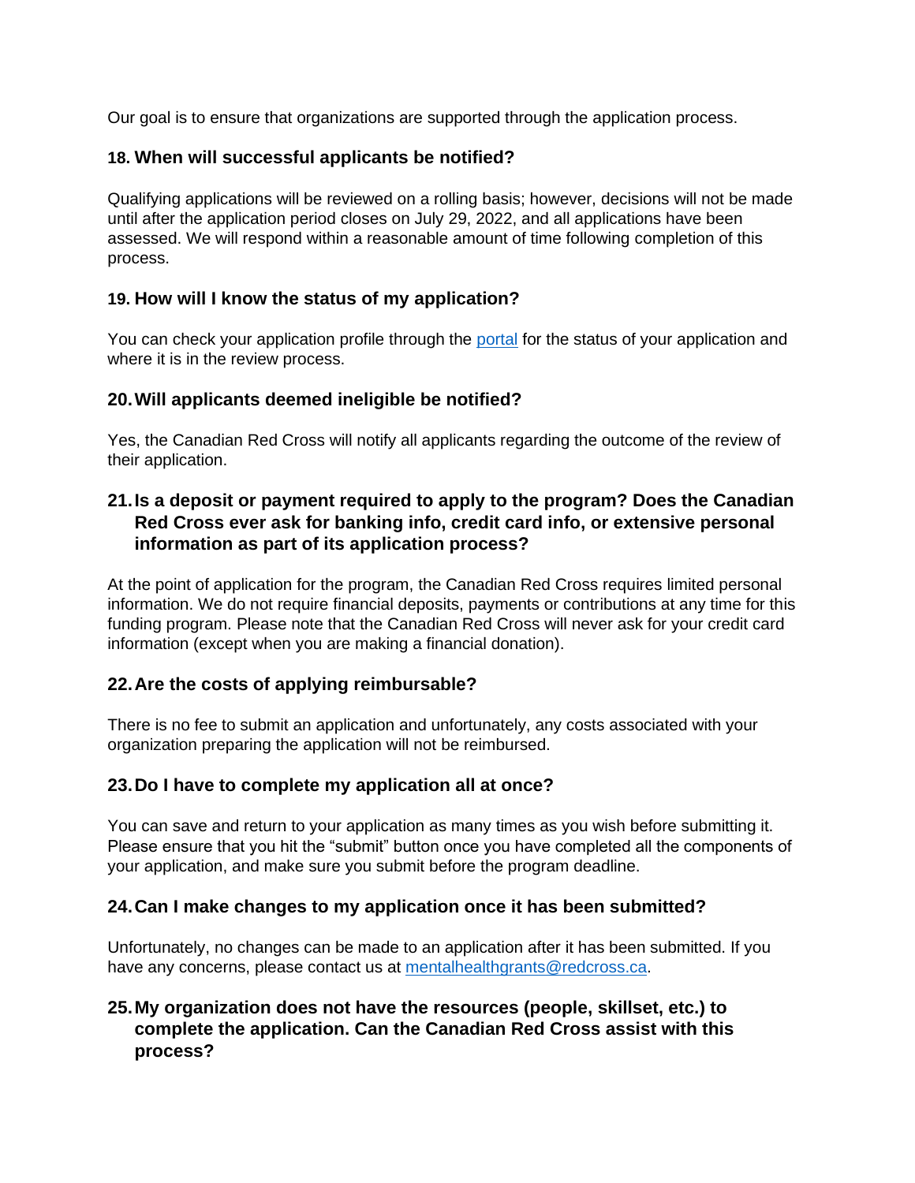Our goal is to ensure that organizations are supported through the application process.

### 18. When will successful applicants be notified?

Qualifying applications will be reviewed on a rolling basis; however, decisions will not be made until after the application period closes on July 29, 2022, and all applications have been assessed. We will respond within a reasonable amount of time following completion of this process.

### 19. How will I know the status of my application?

You can check your application profile through the [portal] for the status of your application and where it is in the review process.

### 20. Will applicants deemed ineligible be notified?

Yes, the Canadian Red Cross will notify all applicants regarding the outcome of the review of their application.

### 21. Is a deposit or payment required to apply to the program? Does the Canadian Red Cross ever ask for banking info, credit card info, or extensive personal information as part of its application process?

At the point of application for the program, the Canadian Red Cross requires limited personal information. We do not require financial deposits, payments or contributions at any time for this funding program. Please note that the Canadian Red Cross will never ask for your credit card information (except when you are making a financial donation).

### 22. Are the costs of applying reimbursable?

There is no fee to submit an application and unfortunately, any costs associated with your organization preparing the application will not be reimbursed.

### 23. Do I have to complete my application all at once?

You can save and return to your application as many times as you wish before submitting it. Please ensure that you hit the "submit" button once you have completed all the components of your application, and make sure you submit before the program deadline.

### 24. Can I make changes to my application once it has been submitted?

Unfortunately, no changes can be made to an application after it has been submitted. If you have any concerns, please contact us at mentalhealthgrants@redcross.ca.

### 25. My organization does not have the resources (people, skillset, etc.) to complete the application. Can the Canadian Red Cross assist with this process?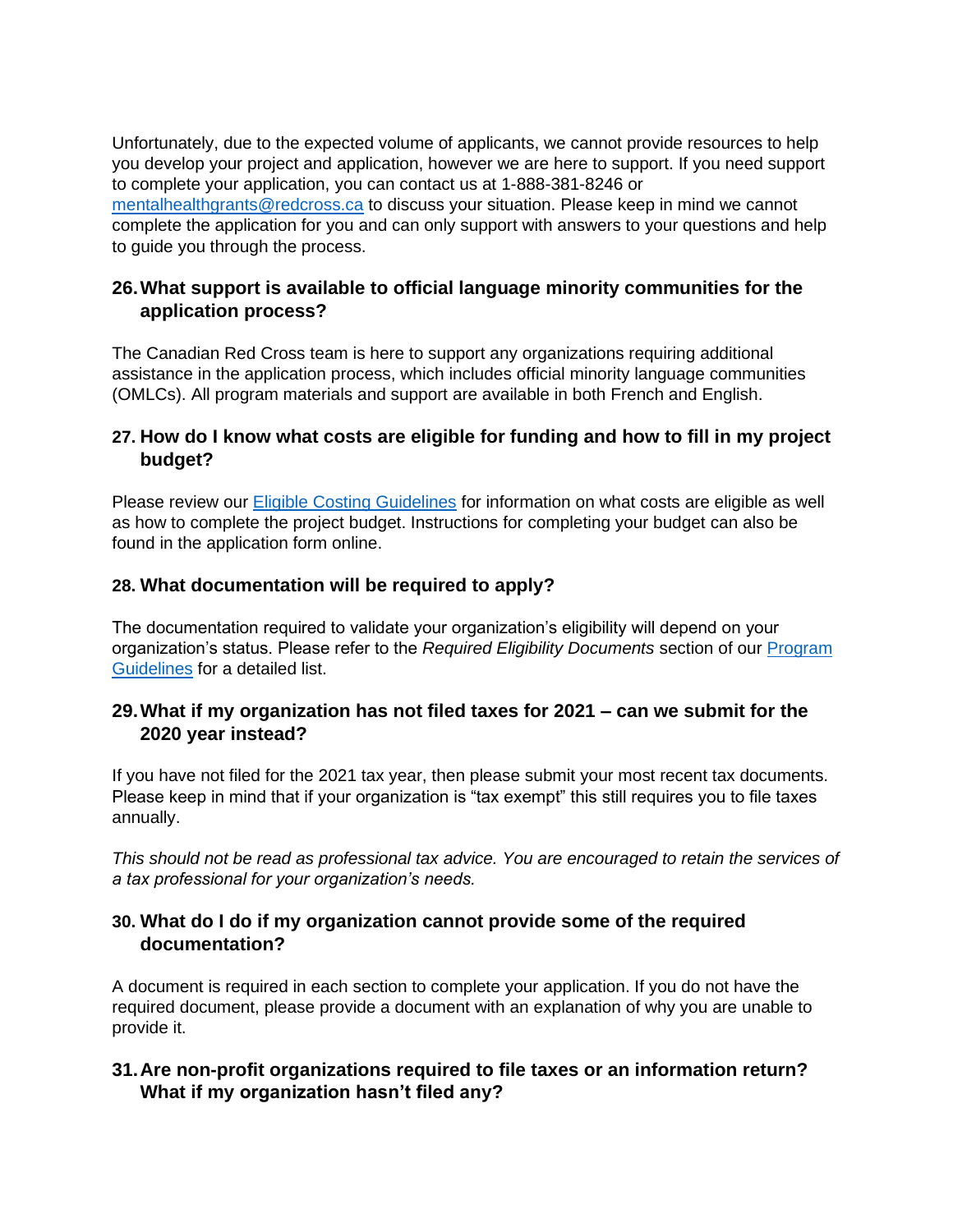Unfortunately, due to the expected volume of applicants, we cannot provide resources to help you develop your project and application, however we are here to support. If you need support to complete your application, you can contact us at 1-888-381-8246 or [mentalhealthgrants@redcross.ca](mailto:mentalhealthgrants@redcross.ca) to discuss your situation. Please keep in mind we cannot complete the application for you and can only support with answers to your questions and help to guide you through the process.

### 26. What support is available to official language minority communities for the application process?

The Canadian Red Cross team is here to support any organizations requiring additional assistance in the application process, which includes official minority language communities (OMLCs). All program materials and support are available in both French and English.

### 27. How do I know what costs are eligible for funding and how to fill in my project budget?

Please review our Eligible Costing Guidelines for information on what costs are eligible as well as how to complete the project budget. Instructions for completing your budget can also be found in the application form online.

### 28. What documentation will be required to apply?

The documentation required to validate your organization's eligibility will depend on your organization's status. Please refer to the *Required Eligibility Documents* section of our Program Guidelines for a detailed list.

### 29. What if my organization has not filed taxes for 2021 – can we submit for the 2020 year instead?

If you have not filed for the 2021 tax year, then please submit your most recent tax documents. Please keep in mind that if your organization is "tax exempt" this still requires you to file taxes annually.

*This should not be read as professional tax advice. You are encouraged to retain the services of a tax professional for your organization's needs.*

### 30. What do I do if my organization cannot provide some of the required documentation?

A document is required in each section to complete your application. If you do not have the required document, please provide a document with an explanation of why you are unable to provide it.

### 31. Are non-profit organizations required to file taxes or an information return? What if my organization hasn't filed any?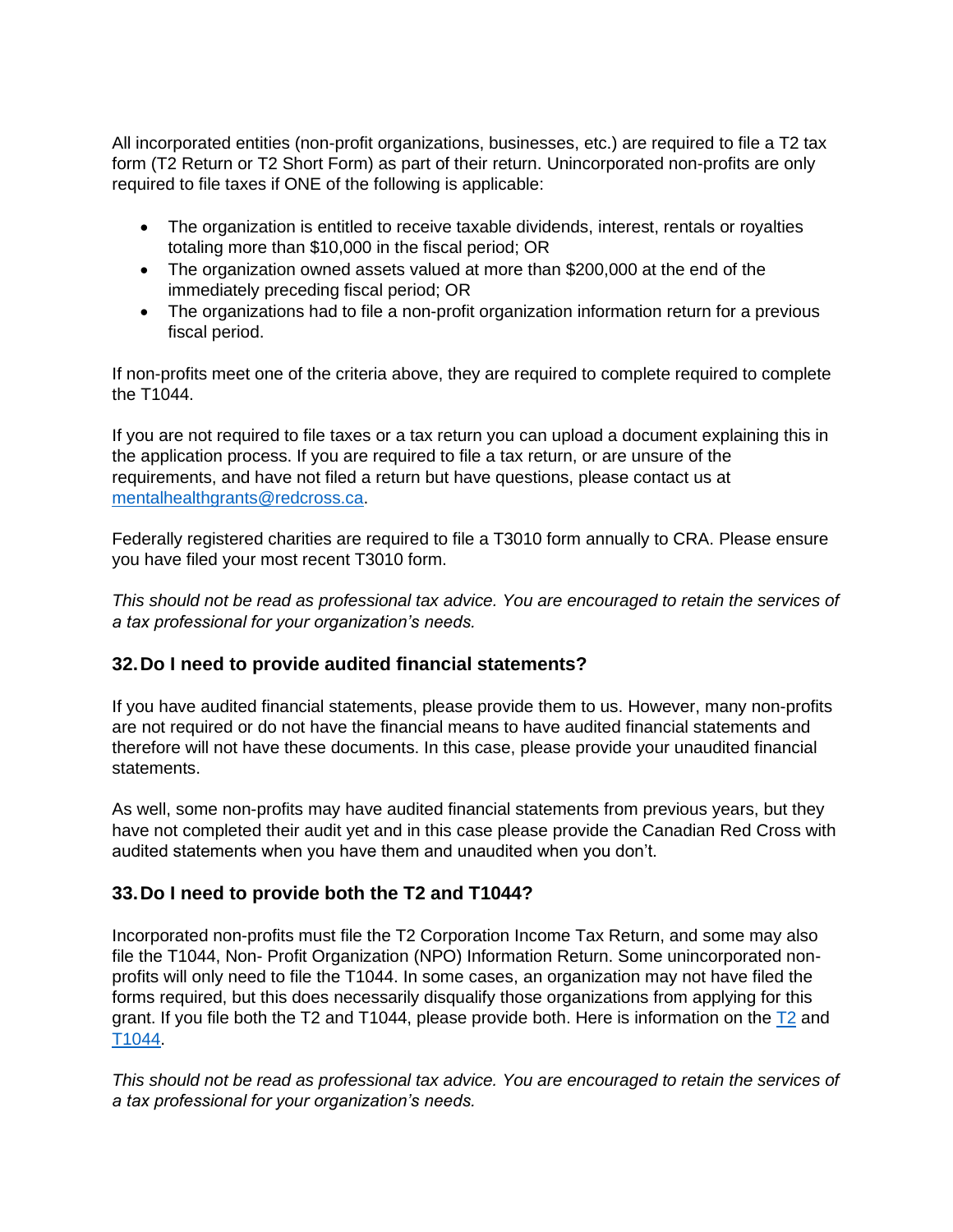All incorporated entities (non-profit organizations, businesses, etc.) are required to file a T2 tax form (T2 Return or T2 Short Form) as part of their return. Unincorporated non-profits are only required to file taxes if ONE of the following is applicable:

- The organization is entitled to receive taxable dividends, interest, rentals or royalties totaling more than $10,000 in the fiscal period; OR
- The organization owned assets valued at more than $200,000 at the end of the immediately preceding fiscal period; OR
- The organizations had to file a non-profit organization information return for a previous fiscal period.

If non-profits meet one of the criteria above, they are required to complete required to complete the T1044.

If you are not required to file taxes or a tax return you can upload a document explaining this in the application process. If you are required to file a tax return, or are unsure of the requirements, and have not filed a return but have questions, please contact us at [mentalhealthgrants@redcross.ca](mailto:mentalhealthgrants@redcross.ca).

Federally registered charities are required to file a T3010 form annually to CRA. Please ensure you have filed your most recent T3010 form.

*This should not be read as professional tax advice. You are encouraged to retain the services of a tax professional for your organization's needs.*

### 32. Do I need to provide audited financial statements?

If you have audited financial statements, please provide them to us. However, many non-profits are not required or do not have the financial means to have audited financial statements and therefore will not have these documents. In this case, please provide your unaudited financial statements.

As well, some non-profits may have audited financial statements from previous years, but they have not completed their audit yet and in this case please provide the Canadian Red Cross with audited statements when you have them and unaudited when you don't.

### 33. Do I need to provide both the T2 and T1044?

Incorporated non-profits must file the T2 Corporation Income Tax Return, and some may also file the T1044, Non- Profit Organization (NPO) Information Return. Some unincorporated non-profits will only need to file the T1044. In some cases, an organization may not have filed the forms required, but this does necessarily disqualify those organizations from applying for this grant. If you file both the T2 and T1044, please provide both. Here is information on the T2 and T1044.

*This should not be read as professional tax advice. You are encouraged to retain the services of a tax professional for your organization's needs.*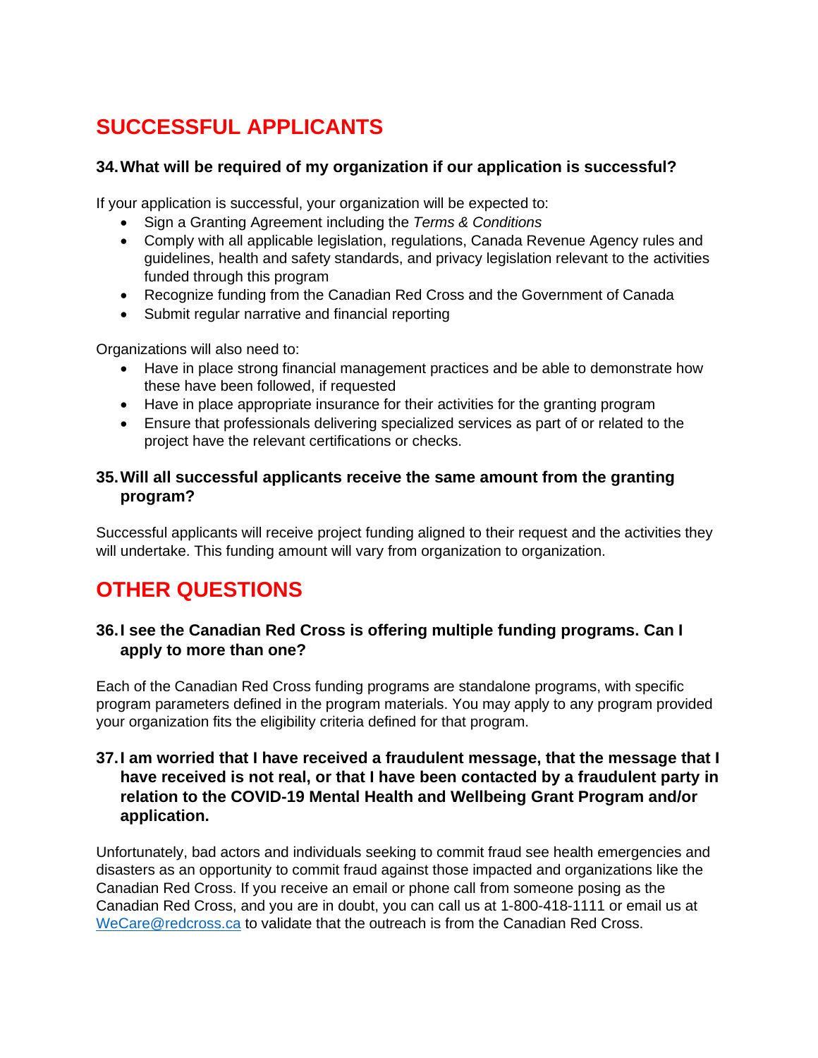# SUCCESSFUL APPLICANTS

### 34. What will be required of my organization if our application is successful?

If your application is successful, your organization will be expected to:

- Sign a Granting Agreement including the *Terms & Conditions*
- Comply with all applicable legislation, regulations, Canada Revenue Agency rules and guidelines, health and safety standards, and privacy legislation relevant to the activities funded through this program
- Recognize funding from the Canadian Red Cross and the Government of Canada
- Submit regular narrative and financial reporting

Organizations will also need to:

- Have in place strong financial management practices and be able to demonstrate how these have been followed, if requested
- Have in place appropriate insurance for their activities for the granting program
- Ensure that professionals delivering specialized services as part of or related to the project have the relevant certifications or checks.

### 35. Will all successful applicants receive the same amount from the granting program?

Successful applicants will receive project funding aligned to their request and the activities they will undertake. This funding amount will vary from organization to organization.

# OTHER QUESTIONS

### 36. I see the Canadian Red Cross is offering multiple funding programs. Can I apply to more than one?

Each of the Canadian Red Cross funding programs are standalone programs, with specific program parameters defined in the program materials. You may apply to any program provided your organization fits the eligibility criteria defined for that program.

### 37. I am worried that I have received a fraudulent message, that the message that I have received is not real, or that I have been contacted by a fraudulent party in relation to the COVID-19 Mental Health and Wellbeing Grant Program and/or application.

Unfortunately, bad actors and individuals seeking to commit fraud see health emergencies and disasters as an opportunity to commit fraud against those impacted and organizations like the Canadian Red Cross. If you receive an email or phone call from someone posing as the Canadian Red Cross, and you are in doubt, you can call us at 1-800-418-1111 or email us at WeCare@redcross.ca to validate that the outreach is from the Canadian Red Cross.